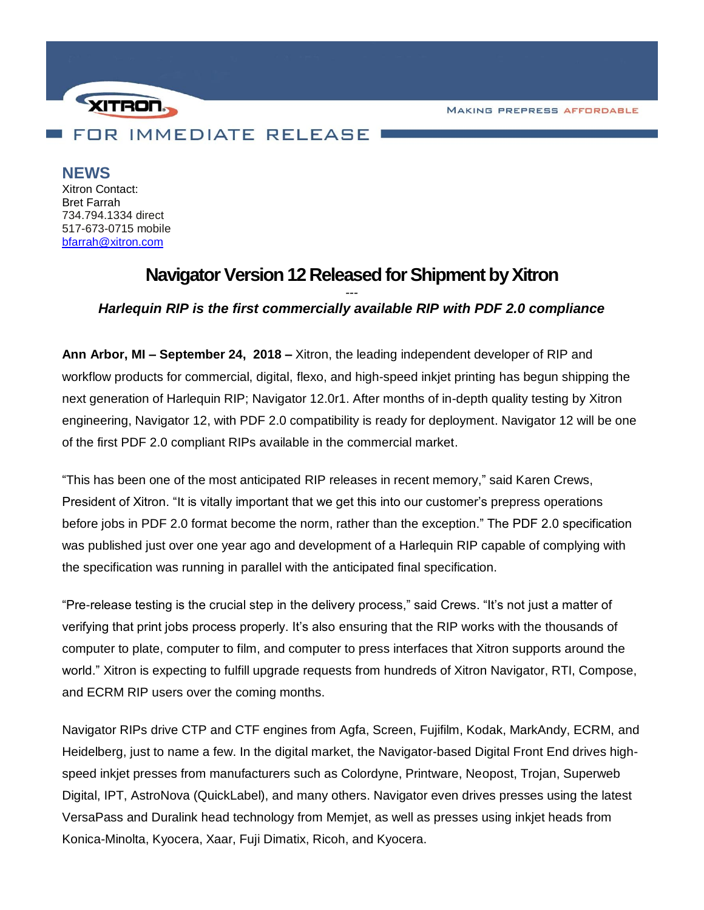XITRON

MAKING PREPRESS AFFORDABLE

FOR IMMEDIATE RELEASE

**NEWS**
Xitron Contact:
Bret Farrah
734.794.1334 direct
517-673-0715 mobile
bfarrah@xitron.com

# Navigator Version 12 Released for Shipment by Xitron

---

***Harlequin RIP is the first commercially available RIP with PDF 2.0 compliance***

**Ann Arbor, MI – September 24, 2018 –** Xitron, the leading independent developer of RIP and workflow products for commercial, digital, flexo, and high-speed inkjet printing has begun shipping the next generation of Harlequin RIP; Navigator 12.0r1. After months of in-depth quality testing by Xitron engineering, Navigator 12, with PDF 2.0 compatibility is ready for deployment. Navigator 12 will be one of the first PDF 2.0 compliant RIPs available in the commercial market.

"This has been one of the most anticipated RIP releases in recent memory," said Karen Crews, President of Xitron. "It is vitally important that we get this into our customer's prepress operations before jobs in PDF 2.0 format become the norm, rather than the exception." The PDF 2.0 specification was published just over one year ago and development of a Harlequin RIP capable of complying with the specification was running in parallel with the anticipated final specification.

"Pre-release testing is the crucial step in the delivery process," said Crews. "It's not just a matter of verifying that print jobs process properly. It's also ensuring that the RIP works with the thousands of computer to plate, computer to film, and computer to press interfaces that Xitron supports around the world." Xitron is expecting to fulfill upgrade requests from hundreds of Xitron Navigator, RTI, Compose, and ECRM RIP users over the coming months.

Navigator RIPs drive CTP and CTF engines from Agfa, Screen, Fujifilm, Kodak, MarkAndy, ECRM, and Heidelberg, just to name a few. In the digital market, the Navigator-based Digital Front End drives high-speed inkjet presses from manufacturers such as Colordyne, Printware, Neopost, Trojan, Superweb Digital, IPT, AstroNova (QuickLabel), and many others. Navigator even drives presses using the latest VersaPass and Duralink head technology from Memjet, as well as presses using inkjet heads from Konica-Minolta, Kyocera, Xaar, Fuji Dimatix, Ricoh, and Kyocera.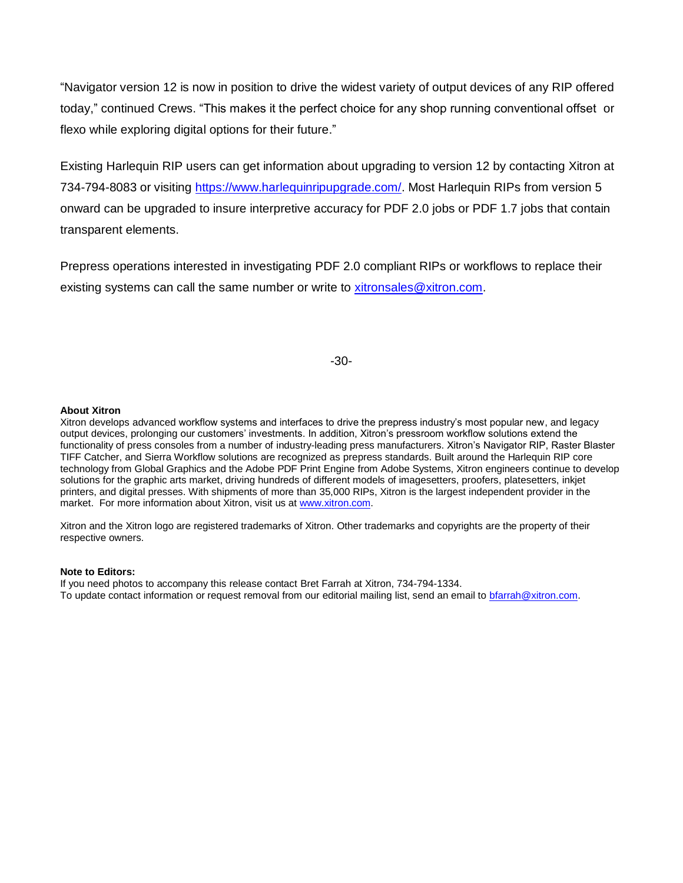"Navigator version 12 is now in position to drive the widest variety of output devices of any RIP offered today," continued Crews. "This makes it the perfect choice for any shop running conventional offset or flexo while exploring digital options for their future."

Existing Harlequin RIP users can get information about upgrading to version 12 by contacting Xitron at 734-794-8083 or visiting [https://www.harlequinripupgrade.com/](https://www.harlequinripupgrade.com/). Most Harlequin RIPs from version 5 onward can be upgraded to insure interpretive accuracy for PDF 2.0 jobs or PDF 1.7 jobs that contain transparent elements.

Prepress operations interested in investigating PDF 2.0 compliant RIPs or workflows to replace their existing systems can call the same number or write to [xitronsales@xitron.com](mailto:xitronsales@xitron.com).

-30-

**About Xitron**

Xitron develops advanced workflow systems and interfaces to drive the prepress industry's most popular new, and legacy output devices, prolonging our customers' investments. In addition, Xitron's pressroom workflow solutions extend the functionality of press consoles from a number of industry-leading press manufacturers. Xitron's Navigator RIP, Raster Blaster TIFF Catcher, and Sierra Workflow solutions are recognized as prepress standards. Built around the Harlequin RIP core technology from Global Graphics and the Adobe PDF Print Engine from Adobe Systems, Xitron engineers continue to develop solutions for the graphic arts market, driving hundreds of different models of imagesetters, proofers, platesetters, inkjet printers, and digital presses. With shipments of more than 35,000 RIPs, Xitron is the largest independent provider in the market. For more information about Xitron, visit us at [www.xitron.com](http://www.xitron.com).

Xitron and the Xitron logo are registered trademarks of Xitron. Other trademarks and copyrights are the property of their respective owners.

**Note to Editors:**

If you need photos to accompany this release contact Bret Farrah at Xitron, 734-794-1334.
To update contact information or request removal from our editorial mailing list, send an email to [bfarrah@xitron.com](mailto:bfarrah@xitron.com).